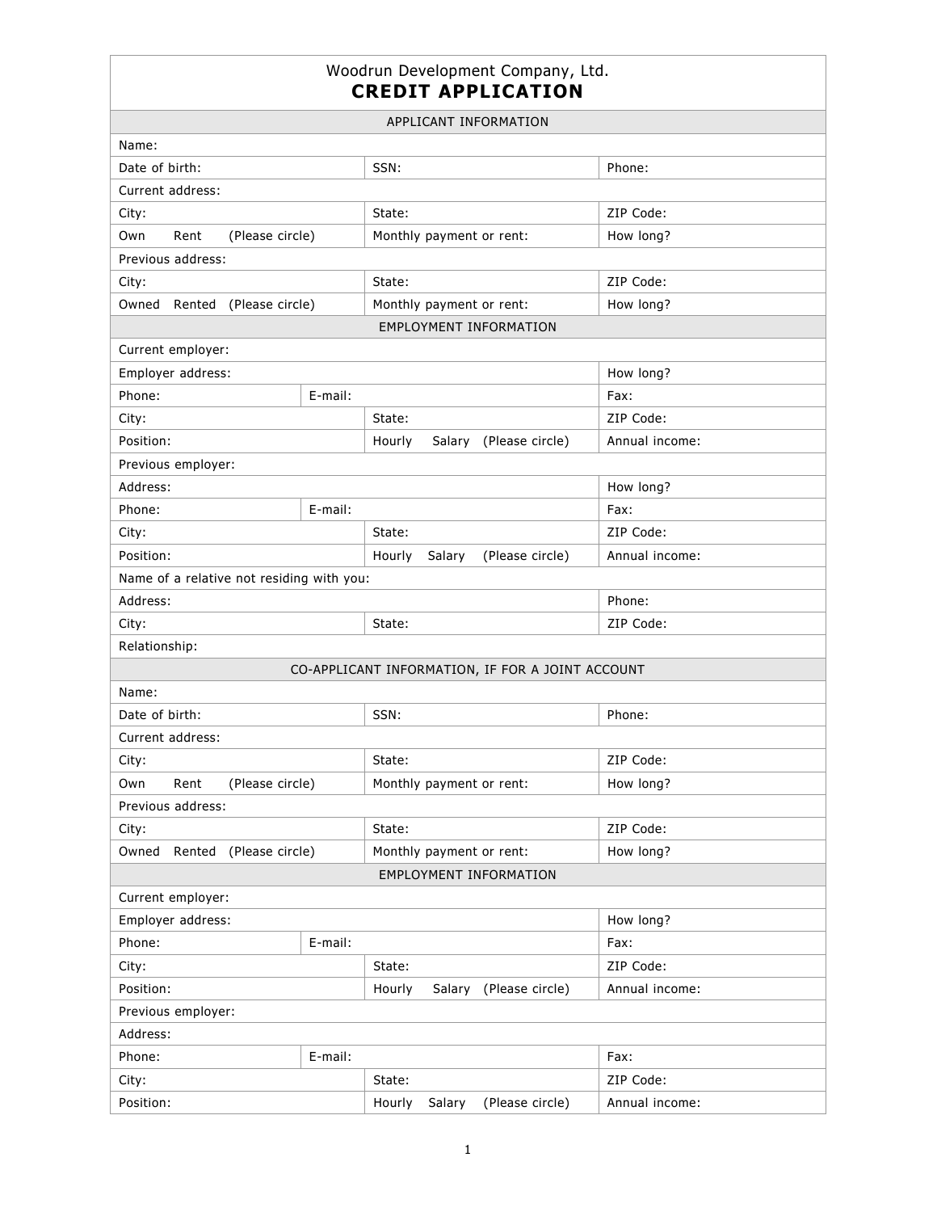# Woodrun Development Company, Ltd.
## CREDIT APPLICATION

| APPLICANT INFORMATION | | | |
|---|---|---|---|
| Name: | | | |
| Date of birth: | | SSN: | Phone: |
| Current address: | | | |
| City: | | State: | ZIP Code: |
| Own Rent (Please circle) | | Monthly payment or rent: | How long? |
| Previous address: | | | |
| City: | | State: | ZIP Code: |
| Owned Rented (Please circle) | | Monthly payment or rent: | How long? |
| **EMPLOYMENT INFORMATION** | | | |
| Current employer: | | | |
| Employer address: | | | How long? |
| Phone: | E-mail: | | Fax: |
| City: | | State: | ZIP Code: |
| Position: | | Hourly Salary (Please circle) | Annual income: |
| Previous employer: | | | |
| Address: | | | How long? |
| Phone: | E-mail: | | Fax: |
| City: | | State: | ZIP Code: |
| Position: | | Hourly Salary (Please circle) | Annual income: |
| Name of a relative not residing with you: | | | |
| Address: | | | Phone: |
| City: | | State: | ZIP Code: |
| Relationship: | | | |
| **CO-APPLICANT INFORMATION, IF FOR A JOINT ACCOUNT** | | | |
| Name: | | | |
| Date of birth: | | SSN: | Phone: |
| Current address: | | | |
| City: | | State: | ZIP Code: |
| Own Rent (Please circle) | | Monthly payment or rent: | How long? |
| Previous address: | | | |
| City: | | State: | ZIP Code: |
| Owned Rented (Please circle) | | Monthly payment or rent: | How long? |
| **EMPLOYMENT INFORMATION** | | | |
| Current employer: | | | |
| Employer address: | | | How long? |
| Phone: | E-mail: | | Fax: |
| City: | | State: | ZIP Code: |
| Position: | | Hourly Salary (Please circle) | Annual income: |
| Previous employer: | | | |
| Address: | | | |
| Phone: | E-mail: | | Fax: |
| City: | | State: | ZIP Code: |
| Position: | | Hourly Salary (Please circle) | Annual income: |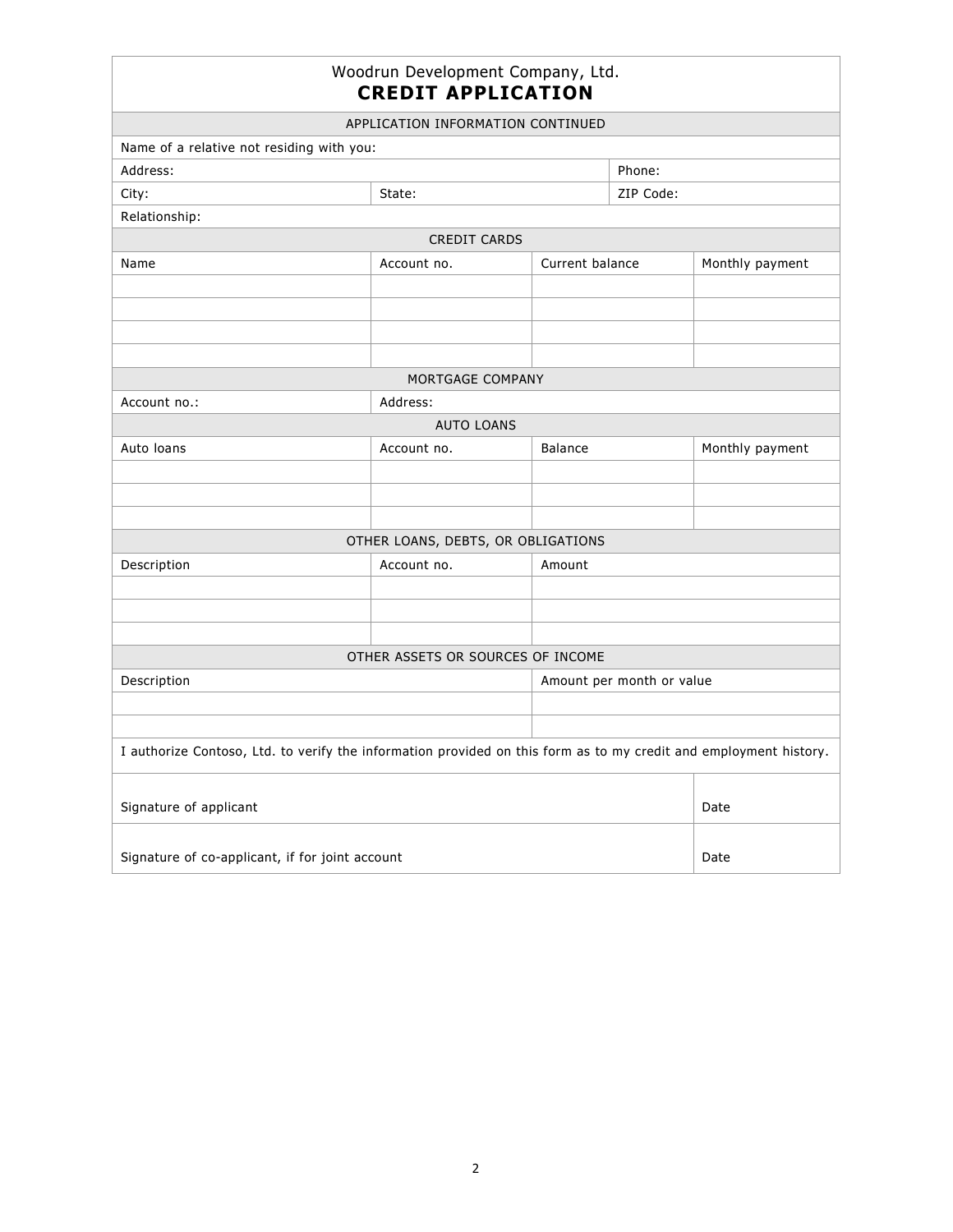Woodrun Development Company, Ltd.

# CREDIT APPLICATION

## APPLICATION INFORMATION CONTINUED

| | | |
|---|---|---|
| Name of a relative not residing with you: | | |
| Address: | | Phone: |
| City: | State: | ZIP Code: |
| Relationship: | | |

## CREDIT CARDS

| Name | Account no. | Current balance | Monthly payment |
|---|---|---|---|
| | | | |
| | | | |
| | | | |
| | | | |

## MORTGAGE COMPANY

| | |
|---|---|
| Account no.: | Address: |

## AUTO LOANS

| Auto loans | Account no. | Balance | Monthly payment |
|---|---|---|---|
| | | | |
| | | | |
| | | | |

## OTHER LOANS, DEBTS, OR OBLIGATIONS

| Description | Account no. | Amount |
|---|---|---|
| | | |
| | | |
| | | |

## OTHER ASSETS OR SOURCES OF INCOME

| Description | Amount per month or value |
|---|---|
| | |
| | |

I authorize Contoso, Ltd. to verify the information provided on this form as to my credit and employment history.

| | |
|---|---|
| Signature of applicant | Date |
| Signature of co-applicant, if for joint account | Date |